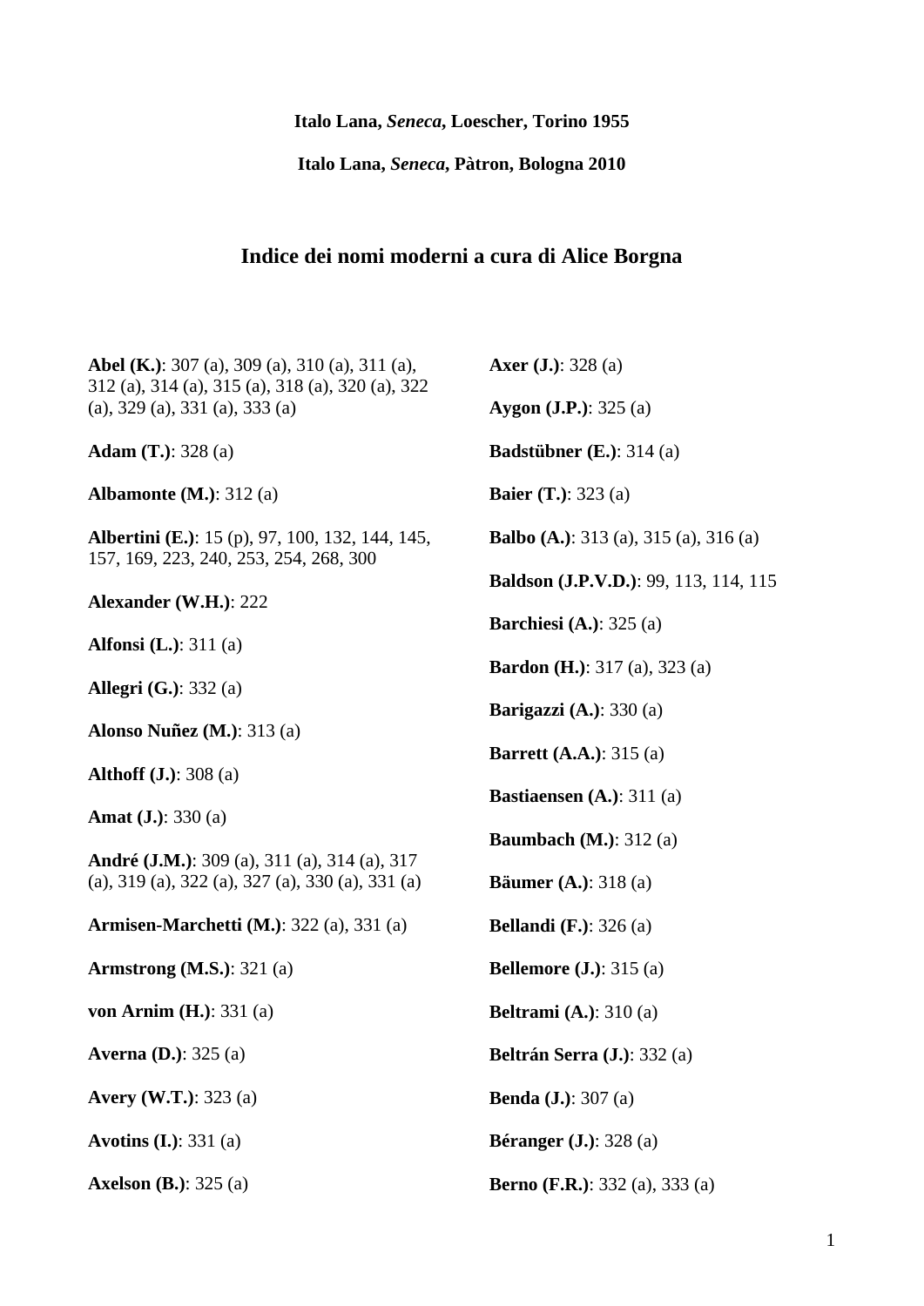**Italo Lana, *Seneca*, Loescher, Torino 1955**

**Italo Lana, *Seneca*, Pàtron, Bologna 2010**

## Indice dei nomi moderni a cura di Alice Borgna

**Abel (K.)**: 307 (a), 309 (a), 310 (a), 311 (a), 312 (a), 314 (a), 315 (a), 318 (a), 320 (a), 322 (a), 329 (a), 331 (a), 333 (a)

**Adam (T.)**: 328 (a)

**Albamonte (M.)**: 312 (a)

**Albertini (E.)**: 15 (p), 97, 100, 132, 144, 145, 157, 169, 223, 240, 253, 254, 268, 300

**Alexander (W.H.)**: 222

**Alfonsi (L.)**: 311 (a)

**Allegri (G.)**: 332 (a)

**Alonso Nuñez (M.)**: 313 (a)

**Althoff (J.)**: 308 (a)

**Amat (J.)**: 330 (a)

**André (J.M.)**: 309 (a), 311 (a), 314 (a), 317 (a), 319 (a), 322 (a), 327 (a), 330 (a), 331 (a)

**Armisen-Marchetti (M.)**: 322 (a), 331 (a)

**Armstrong (M.S.)**: 321 (a)

**von Arnim (H.)**: 331 (a)

**Averna (D.)**: 325 (a)

**Avery (W.T.)**: 323 (a)

**Avotins (I.)**: 331 (a)

**Axelson (B.)**: 325 (a)

**Axer (J.)**: 328 (a)

**Aygon (J.P.)**: 325 (a)

**Badstübner (E.)**: 314 (a)

**Baier (T.)**: 323 (a)

**Balbo (A.)**: 313 (a), 315 (a), 316 (a)

**Baldson (J.P.V.D.)**: 99, 113, 114, 115

**Barchiesi (A.)**: 325 (a)

**Bardon (H.)**: 317 (a), 323 (a)

**Barigazzi (A.)**: 330 (a)

**Barrett (A.A.)**: 315 (a)

**Bastiaensen (A.)**: 311 (a)

**Baumbach (M.)**: 312 (a)

**Bäumer (A.)**: 318 (a)

**Bellandi (F.)**: 326 (a)

**Bellemore (J.)**: 315 (a)

**Beltrami (A.)**: 310 (a)

**Beltrán Serra (J.)**: 332 (a)

**Benda (J.)**: 307 (a)

**Béranger (J.)**: 328 (a)

**Berno (F.R.)**: 332 (a), 333 (a)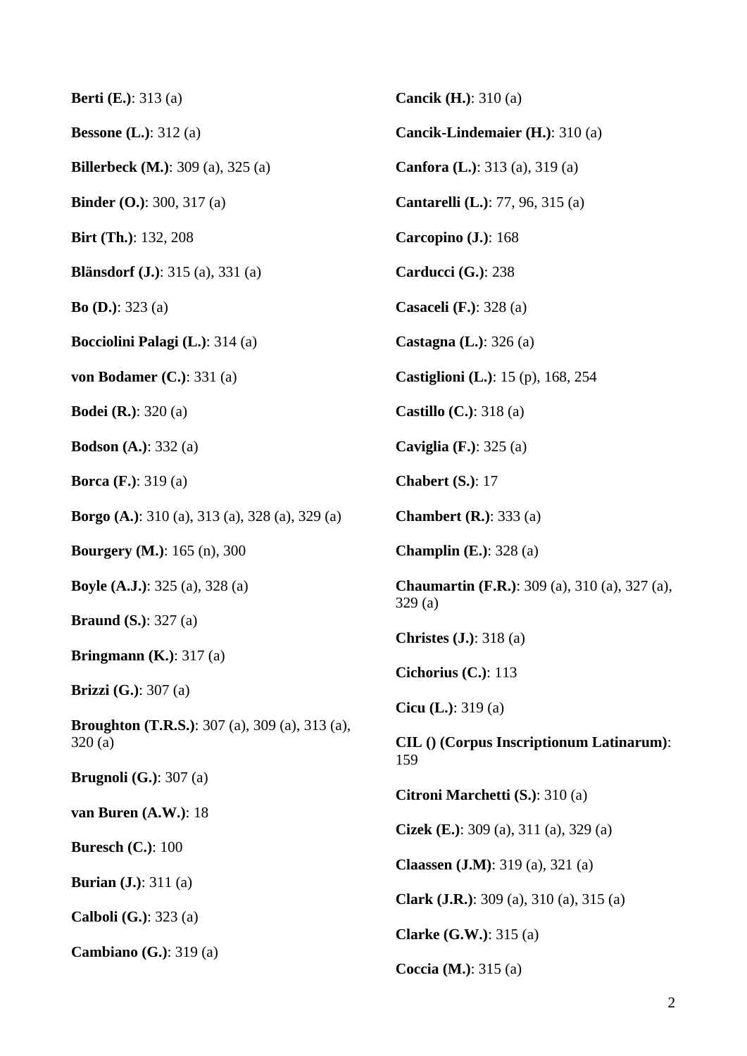**Berti (E.)**: 313 (a)

**Bessone (L.)**: 312 (a)

**Billerbeck (M.)**: 309 (a), 325 (a)

**Binder (O.)**: 300, 317 (a)

**Birt (Th.)**: 132, 208

**Blänsdorf (J.)**: 315 (a), 331 (a)

**Bo (D.)**: 323 (a)

**Bocciolini Palagi (L.)**: 314 (a)

**von Bodamer (C.)**: 331 (a)

**Bodei (R.)**: 320 (a)

**Bodson (A.)**: 332 (a)

**Borca (F.)**: 319 (a)

**Borgo (A.)**: 310 (a), 313 (a), 328 (a), 329 (a)

**Bourgery (M.)**: 165 (n), 300

**Boyle (A.J.)**: 325 (a), 328 (a)

**Braund (S.)**: 327 (a)

**Bringmann (K.)**: 317 (a)

**Brizzi (G.)**: 307 (a)

**Broughton (T.R.S.)**: 307 (a), 309 (a), 313 (a), 320 (a)

**Brugnoli (G.)**: 307 (a)

**van Buren (A.W.)**: 18

**Buresch (C.)**: 100

**Burian (J.)**: 311 (a)

**Calboli (G.)**: 323 (a)

**Cambiano (G.)**: 319 (a)

**Cancik (H.)**: 310 (a)

**Cancik-Lindemaier (H.)**: 310 (a)

**Canfora (L.)**: 313 (a), 319 (a)

**Cantarelli (L.)**: 77, 96, 315 (a)

**Carcopino (J.)**: 168

**Carducci (G.)**: 238

**Casaceli (F.)**: 328 (a)

**Castagna (L.)**: 326 (a)

**Castiglioni (L.)**: 15 (p), 168, 254

**Castillo (C.)**: 318 (a)

**Caviglia (F.)**: 325 (a)

**Chabert (S.)**: 17

**Chambert (R.)**: 333 (a)

**Champlin (E.)**: 328 (a)

**Chaumartin (F.R.)**: 309 (a), 310 (a), 327 (a), 329 (a)

**Christes (J.)**: 318 (a)

**Cichorius (C.)**: 113

**Cicu (L.)**: 319 (a)

**CIL () (Corpus Inscriptionum Latinarum)**: 159

**Citroni Marchetti (S.)**: 310 (a)

**Cizek (E.)**: 309 (a), 311 (a), 329 (a)

**Claassen (J.M)**: 319 (a), 321 (a)

**Clark (J.R.)**: 309 (a), 310 (a), 315 (a)

**Clarke (G.W.)**: 315 (a)

**Coccia (M.)**: 315 (a)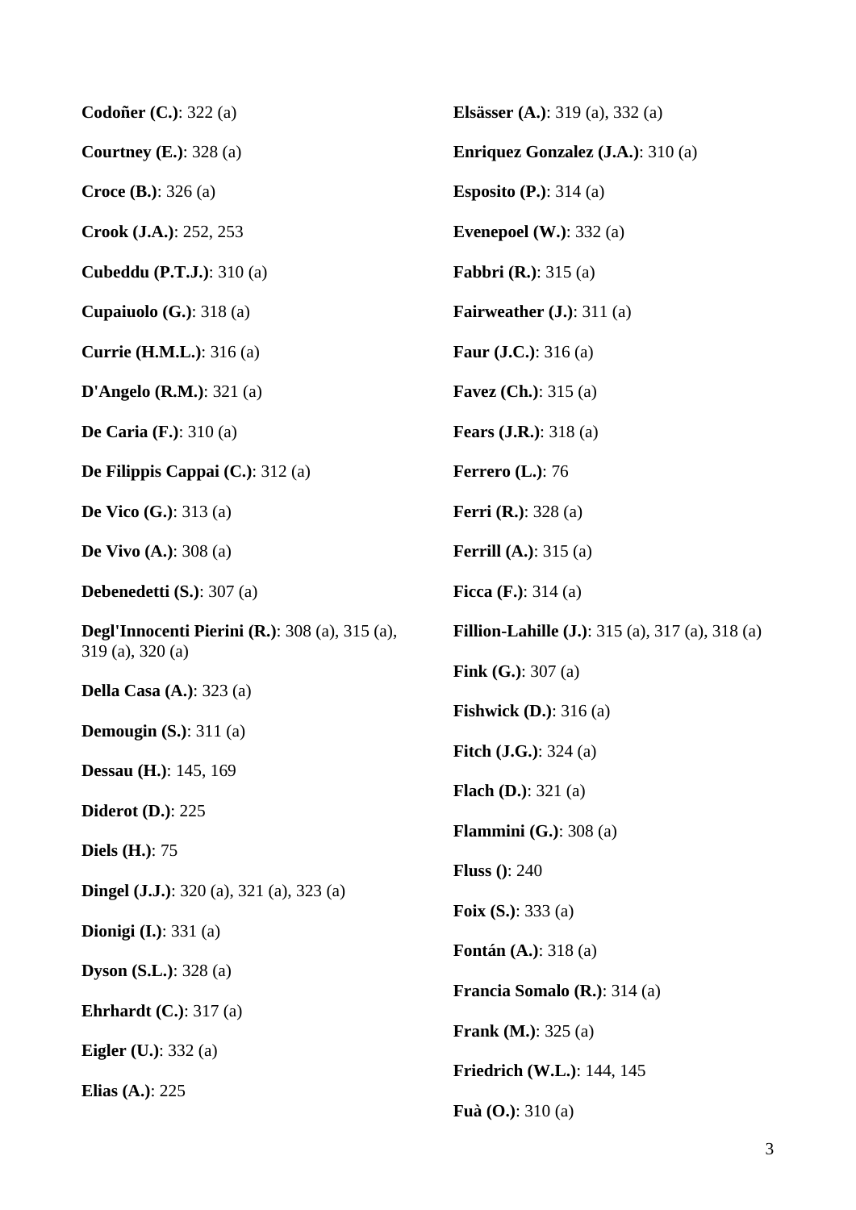**Codoñer (C.)**: 322 (a)

**Courtney (E.)**: 328 (a)

**Croce (B.)**: 326 (a)

**Crook (J.A.)**: 252, 253

**Cubeddu (P.T.J.)**: 310 (a)

**Cupaiuolo (G.)**: 318 (a)

**Currie (H.M.L.)**: 316 (a)

**D'Angelo (R.M.)**: 321 (a)

**De Caria (F.)**: 310 (a)

**De Filippis Cappai (C.)**: 312 (a)

**De Vico (G.)**: 313 (a)

**De Vivo (A.)**: 308 (a)

**Debenedetti (S.)**: 307 (a)

**Degl'Innocenti Pierini (R.)**: 308 (a), 315 (a), 319 (a), 320 (a)

**Della Casa (A.)**: 323 (a)

**Demougin (S.)**: 311 (a)

**Dessau (H.)**: 145, 169

**Diderot (D.)**: 225

**Diels (H.)**: 75

**Dingel (J.J.)**: 320 (a), 321 (a), 323 (a)

**Dionigi (I.)**: 331 (a)

**Dyson (S.L.)**: 328 (a)

**Ehrhardt (C.)**: 317 (a)

**Eigler (U.)**: 332 (a)

**Elias (A.)**: 225

**Elsässer (A.)**: 319 (a), 332 (a)

**Enriquez Gonzalez (J.A.)**: 310 (a)

**Esposito (P.)**: 314 (a)

**Evenepoel (W.)**: 332 (a)

**Fabbri (R.)**: 315 (a)

**Fairweather (J.)**: 311 (a)

**Faur (J.C.)**: 316 (a)

**Favez (Ch.)**: 315 (a)

**Fears (J.R.)**: 318 (a)

**Ferrero (L.)**: 76

**Ferri (R.)**: 328 (a)

**Ferrill (A.)**: 315 (a)

**Ficca (F.)**: 314 (a)

**Fillion-Lahille (J.)**: 315 (a), 317 (a), 318 (a)

**Fink (G.)**: 307 (a)

**Fishwick (D.)**: 316 (a)

**Fitch (J.G.)**: 324 (a)

**Flach (D.)**: 321 (a)

**Flammini (G.)**: 308 (a)

**Fluss ()**: 240

**Foix (S.)**: 333 (a)

**Fontán (A.)**: 318 (a)

**Francia Somalo (R.)**: 314 (a)

**Frank (M.)**: 325 (a)

**Friedrich (W.L.)**: 144, 145

**Fuà (O.)**: 310 (a)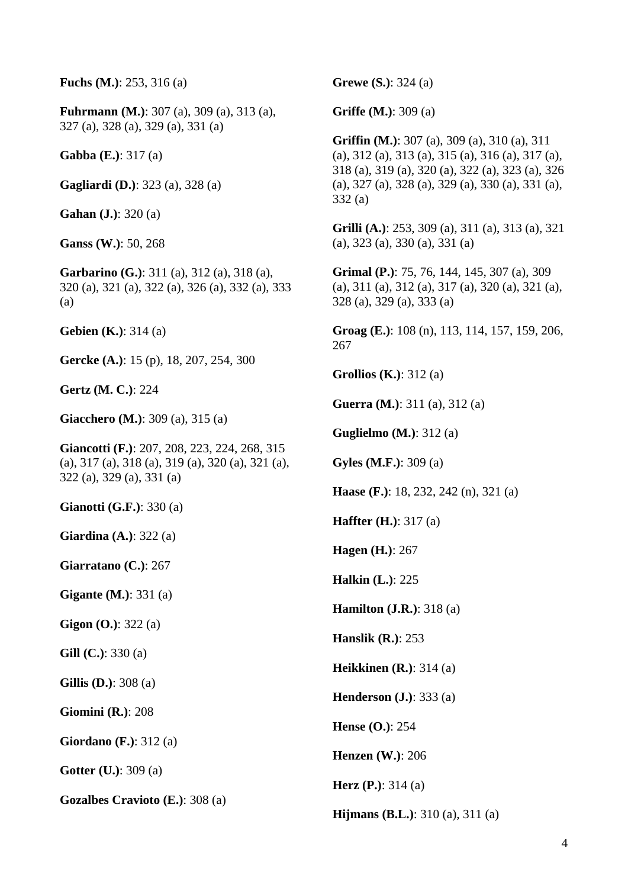**Fuchs (M.)**: 253, 316 (a)

**Fuhrmann (M.)**: 307 (a), 309 (a), 313 (a), 327 (a), 328 (a), 329 (a), 331 (a)

**Gabba (E.)**: 317 (a)

**Gagliardi (D.)**: 323 (a), 328 (a)

**Gahan (J.)**: 320 (a)

**Ganss (W.)**: 50, 268

**Garbarino (G.)**: 311 (a), 312 (a), 318 (a), 320 (a), 321 (a), 322 (a), 326 (a), 332 (a), 333 (a)

**Gebien (K.)**: 314 (a)

**Gercke (A.)**: 15 (p), 18, 207, 254, 300

**Gertz (M. C.)**: 224

**Giacchero (M.)**: 309 (a), 315 (a)

**Giancotti (F.)**: 207, 208, 223, 224, 268, 315 (a), 317 (a), 318 (a), 319 (a), 320 (a), 321 (a), 322 (a), 329 (a), 331 (a)

**Gianotti (G.F.)**: 330 (a)

**Giardina (A.)**: 322 (a)

**Giarratano (C.)**: 267

**Gigante (M.)**: 331 (a)

**Gigon (O.)**: 322 (a)

**Gill (C.)**: 330 (a)

**Gillis (D.)**: 308 (a)

**Giomini (R.)**: 208

**Giordano (F.)**: 312 (a)

**Gotter (U.)**: 309 (a)

**Gozalbes Cravioto (E.)**: 308 (a)

**Grewe (S.)**: 324 (a)

**Griffe (M.)**: 309 (a)

**Griffin (M.)**: 307 (a), 309 (a), 310 (a), 311 (a), 312 (a), 313 (a), 315 (a), 316 (a), 317 (a), 318 (a), 319 (a), 320 (a), 322 (a), 323 (a), 326 (a), 327 (a), 328 (a), 329 (a), 330 (a), 331 (a), 332 (a)

**Grilli (A.)**: 253, 309 (a), 311 (a), 313 (a), 321 (a), 323 (a), 330 (a), 331 (a)

**Grimal (P.)**: 75, 76, 144, 145, 307 (a), 309 (a), 311 (a), 312 (a), 317 (a), 320 (a), 321 (a), 328 (a), 329 (a), 333 (a)

**Groag (E.)**: 108 (n), 113, 114, 157, 159, 206, 267

**Grollios (K.)**: 312 (a)

**Guerra (M.)**: 311 (a), 312 (a)

**Guglielmo (M.)**: 312 (a)

**Gyles (M.F.)**: 309 (a)

**Haase (F.)**: 18, 232, 242 (n), 321 (a)

**Haffter (H.)**: 317 (a)

**Hagen (H.)**: 267

**Halkin (L.)**: 225

**Hamilton (J.R.)**: 318 (a)

**Hanslik (R.)**: 253

**Heikkinen (R.)**: 314 (a)

**Henderson (J.)**: 333 (a)

**Hense (O.)**: 254

**Henzen (W.)**: 206

**Herz (P.)**: 314 (a)

**Hijmans (B.L.)**: 310 (a), 311 (a)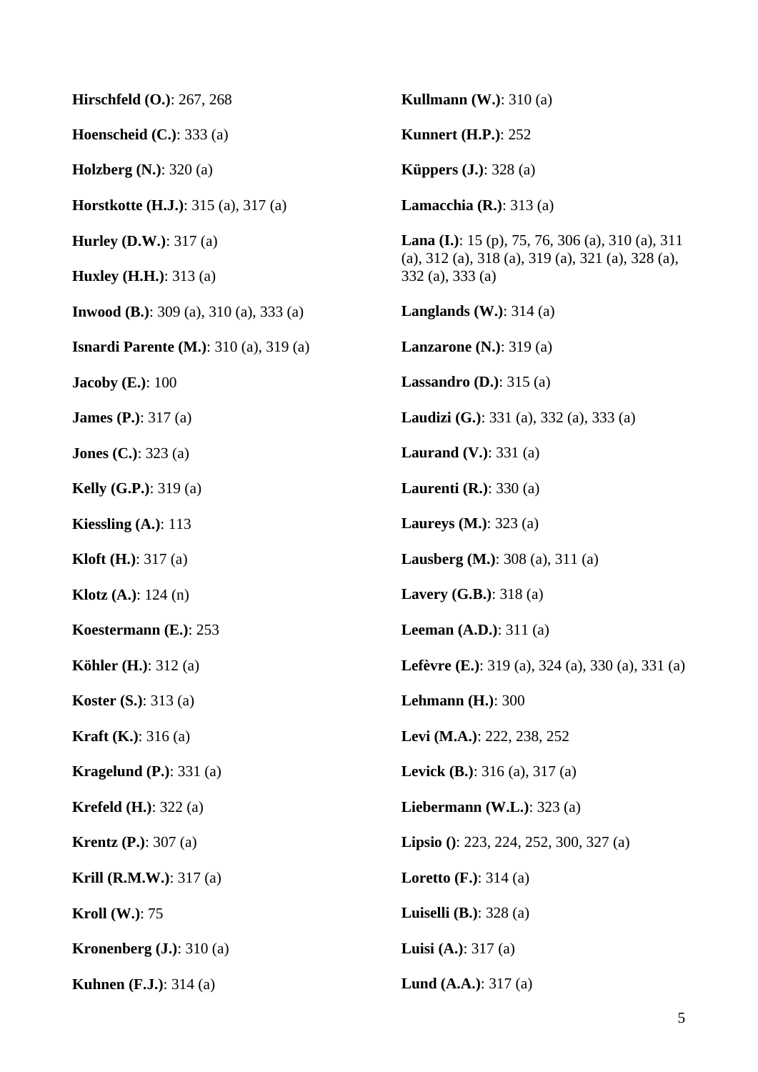**Hirschfeld (O.)**: 267, 268

**Hoenscheid (C.)**: 333 (a)

**Holzberg (N.)**: 320 (a)

**Horstkotte (H.J.)**: 315 (a), 317 (a)

**Hurley (D.W.)**: 317 (a)

**Huxley (H.H.)**: 313 (a)

**Inwood (B.)**: 309 (a), 310 (a), 333 (a)

**Isnardi Parente (M.)**: 310 (a), 319 (a)

**Jacoby (E.)**: 100

**James (P.)**: 317 (a)

**Jones (C.)**: 323 (a)

**Kelly (G.P.)**: 319 (a)

**Kiessling (A.)**: 113

**Kloft (H.)**: 317 (a)

**Klotz (A.)**: 124 (n)

**Koestermann (E.)**: 253

**Köhler (H.)**: 312 (a)

**Koster (S.)**: 313 (a)

**Kraft (K.)**: 316 (a)

**Kragelund (P.)**: 331 (a)

**Krefeld (H.)**: 322 (a)

**Krentz (P.)**: 307 (a)

**Krill (R.M.W.)**: 317 (a)

**Kroll (W.)**: 75

**Kronenberg (J.)**: 310 (a)

**Kuhnen (F.J.)**: 314 (a)

**Kullmann (W.)**: 310 (a)

**Kunnert (H.P.)**: 252

**Küppers (J.)**: 328 (a)

**Lamacchia (R.)**: 313 (a)

**Lana (I.)**: 15 (p), 75, 76, 306 (a), 310 (a), 311 (a), 312 (a), 318 (a), 319 (a), 321 (a), 328 (a), 332 (a), 333 (a)

**Langlands (W.)**: 314 (a)

**Lanzarone (N.)**: 319 (a)

**Lassandro (D.)**: 315 (a)

**Laudizi (G.)**: 331 (a), 332 (a), 333 (a)

**Laurand (V.)**: 331 (a)

**Laurenti (R.)**: 330 (a)

**Laureys (M.)**: 323 (a)

**Lausberg (M.)**: 308 (a), 311 (a)

**Lavery (G.B.)**: 318 (a)

**Leeman (A.D.)**: 311 (a)

**Lefèvre (E.)**: 319 (a), 324 (a), 330 (a), 331 (a)

**Lehmann (H.)**: 300

**Levi (M.A.)**: 222, 238, 252

**Levick (B.)**: 316 (a), 317 (a)

**Liebermann (W.L.)**: 323 (a)

**Lipsio ()**: 223, 224, 252, 300, 327 (a)

**Loretto (F.)**: 314 (a)

**Luiselli (B.)**: 328 (a)

**Luisi (A.)**: 317 (a)

**Lund (A.A.)**: 317 (a)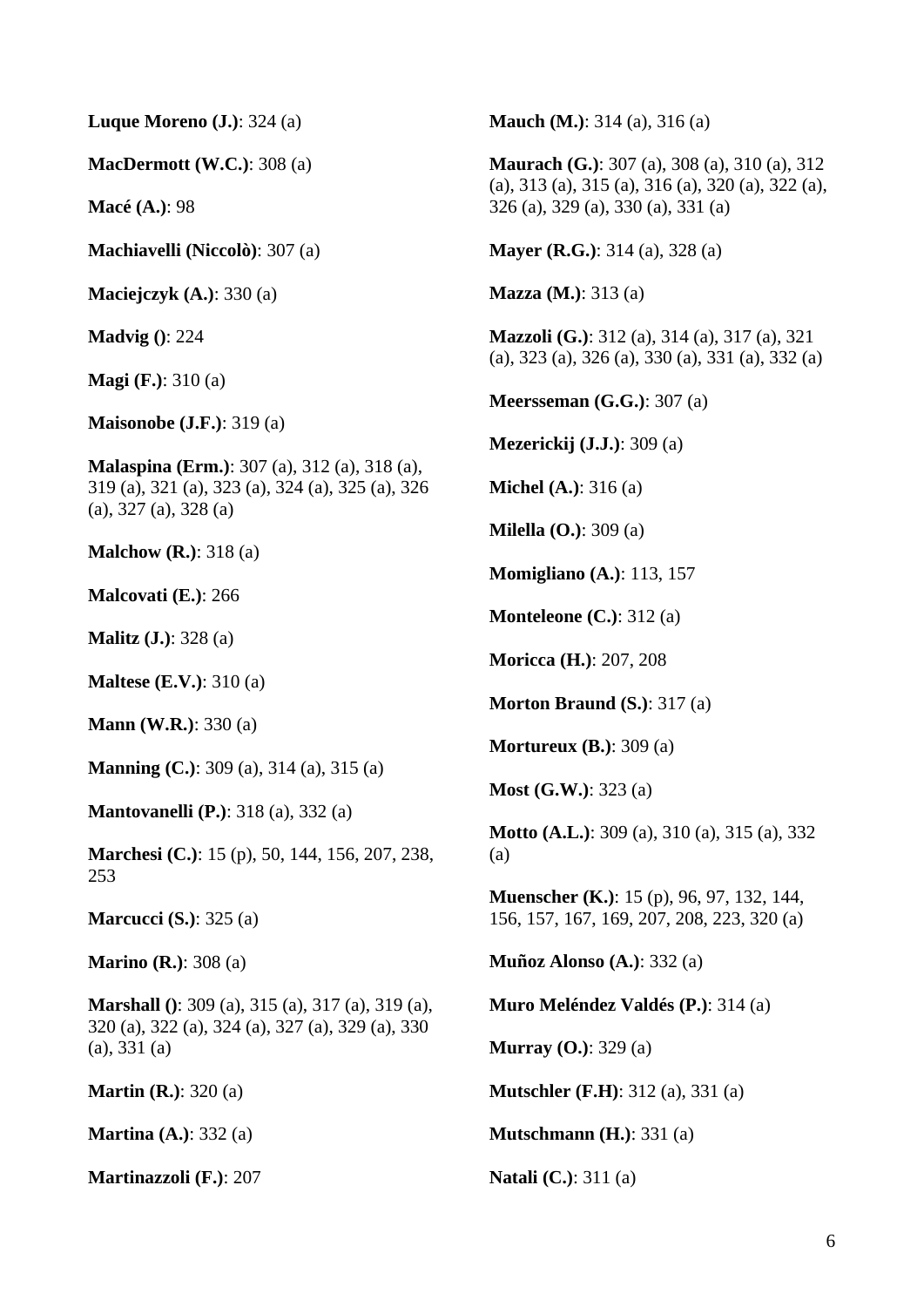**Luque Moreno (J.)**: 324 (a)

**MacDermott (W.C.)**: 308 (a)

**Macé (A.)**: 98

**Machiavelli (Niccolò)**: 307 (a)

**Maciejczyk (A.)**: 330 (a)

**Madvig ()**: 224

**Magi (F.)**: 310 (a)

**Maisonobe (J.F.)**: 319 (a)

**Malaspina (Erm.)**: 307 (a), 312 (a), 318 (a), 319 (a), 321 (a), 323 (a), 324 (a), 325 (a), 326 (a), 327 (a), 328 (a)

**Malchow (R.)**: 318 (a)

**Malcovati (E.)**: 266

**Malitz (J.)**: 328 (a)

**Maltese (E.V.)**: 310 (a)

**Mann (W.R.)**: 330 (a)

**Manning (C.)**: 309 (a), 314 (a), 315 (a)

**Mantovanelli (P.)**: 318 (a), 332 (a)

**Marchesi (C.)**: 15 (p), 50, 144, 156, 207, 238, 253

**Marcucci (S.)**: 325 (a)

**Marino (R.)**: 308 (a)

**Marshall ()**: 309 (a), 315 (a), 317 (a), 319 (a), 320 (a), 322 (a), 324 (a), 327 (a), 329 (a), 330 (a), 331 (a)

**Martin (R.)**: 320 (a)

**Martina (A.)**: 332 (a)

**Martinazzoli (F.)**: 207

**Mauch (M.)**: 314 (a), 316 (a)

**Maurach (G.)**: 307 (a), 308 (a), 310 (a), 312 (a), 313 (a), 315 (a), 316 (a), 320 (a), 322 (a), 326 (a), 329 (a), 330 (a), 331 (a)

**Mayer (R.G.)**: 314 (a), 328 (a)

**Mazza (M.)**: 313 (a)

**Mazzoli (G.)**: 312 (a), 314 (a), 317 (a), 321 (a), 323 (a), 326 (a), 330 (a), 331 (a), 332 (a)

**Meersseman (G.G.)**: 307 (a)

**Mezerickij (J.J.)**: 309 (a)

**Michel (A.)**: 316 (a)

**Milella (O.)**: 309 (a)

**Momigliano (A.)**: 113, 157

**Monteleone (C.)**: 312 (a)

**Moricca (H.)**: 207, 208

**Morton Braund (S.)**: 317 (a)

**Mortureux (B.)**: 309 (a)

**Most (G.W.)**: 323 (a)

**Motto (A.L.)**: 309 (a), 310 (a), 315 (a), 332 (a)

**Muenscher (K.)**: 15 (p), 96, 97, 132, 144, 156, 157, 167, 169, 207, 208, 223, 320 (a)

**Muñoz Alonso (A.)**: 332 (a)

**Muro Meléndez Valdés (P.)**: 314 (a)

**Murray (O.)**: 329 (a)

**Mutschler (F.H)**: 312 (a), 331 (a)

**Mutschmann (H.)**: 331 (a)

**Natali (C.)**: 311 (a)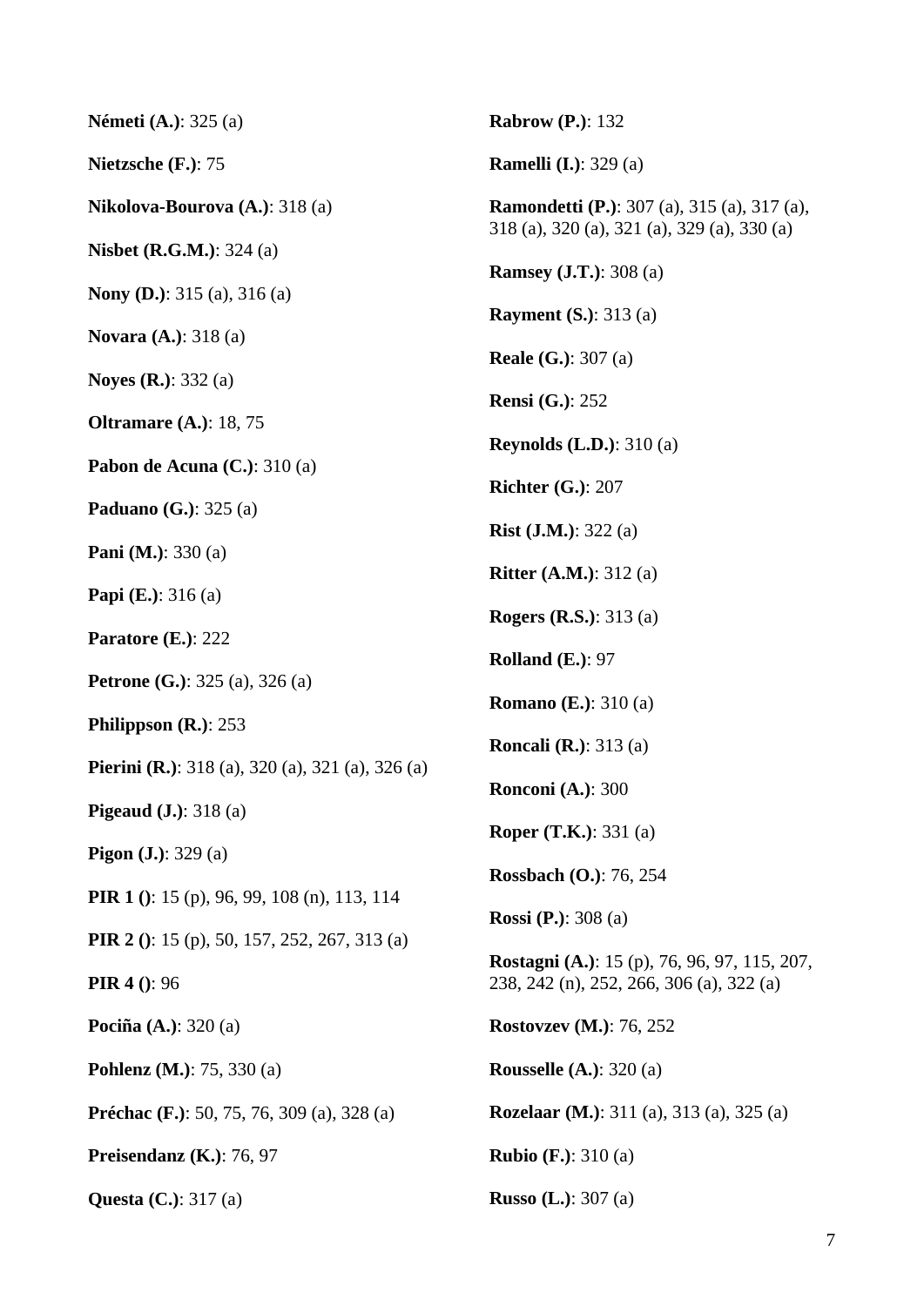**Németi (A.)**: 325 (a)

**Nietzsche (F.)**: 75

**Nikolova-Bourova (A.)**: 318 (a)

**Nisbet (R.G.M.)**: 324 (a)

**Nony (D.)**: 315 (a), 316 (a)

**Novara (A.)**: 318 (a)

**Noyes (R.)**: 332 (a)

**Oltramare (A.)**: 18, 75

**Pabon de Acuna (C.)**: 310 (a)

**Paduano (G.)**: 325 (a)

**Pani (M.)**: 330 (a)

**Papi (E.)**: 316 (a)

**Paratore (E.)**: 222

**Petrone (G.)**: 325 (a), 326 (a)

**Philippson (R.)**: 253

**Pierini (R.)**: 318 (a), 320 (a), 321 (a), 326 (a)

**Pigeaud (J.)**: 318 (a)

**Pigon (J.)**: 329 (a)

**PIR 1 ()**: 15 (p), 96, 99, 108 (n), 113, 114

**PIR 2 ()**: 15 (p), 50, 157, 252, 267, 313 (a)

**PIR 4 ()**: 96

**Pociña (A.)**: 320 (a)

**Pohlenz (M.)**: 75, 330 (a)

**Préchac (F.)**: 50, 75, 76, 309 (a), 328 (a)

**Preisendanz (K.)**: 76, 97

**Questa (C.)**: 317 (a)

**Rabrow (P.)**: 132

**Ramelli (I.)**: 329 (a)

**Ramondetti (P.)**: 307 (a), 315 (a), 317 (a), 318 (a), 320 (a), 321 (a), 329 (a), 330 (a)

**Ramsey (J.T.)**: 308 (a)

**Rayment (S.)**: 313 (a)

**Reale (G.)**: 307 (a)

**Rensi (G.)**: 252

**Reynolds (L.D.)**: 310 (a)

**Richter (G.)**: 207

**Rist (J.M.)**: 322 (a)

**Ritter (A.M.)**: 312 (a)

**Rogers (R.S.)**: 313 (a)

**Rolland (E.)**: 97

**Romano (E.)**: 310 (a)

**Roncali (R.)**: 313 (a)

**Ronconi (A.)**: 300

**Roper (T.K.)**: 331 (a)

**Rossbach (O.)**: 76, 254

**Rossi (P.)**: 308 (a)

**Rostagni (A.)**: 15 (p), 76, 96, 97, 115, 207, 238, 242 (n), 252, 266, 306 (a), 322 (a)

**Rostovzev (M.)**: 76, 252

**Rousselle (A.)**: 320 (a)

**Rozelaar (M.)**: 311 (a), 313 (a), 325 (a)

**Rubio (F.)**: 310 (a)

**Russo (L.)**: 307 (a)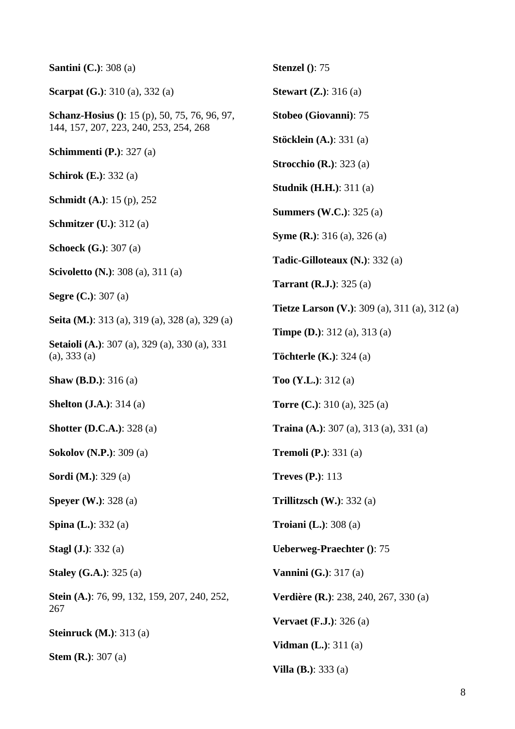**Santini (C.)**: 308 (a)

**Scarpat (G.)**: 310 (a), 332 (a)

**Schanz-Hosius ()**: 15 (p), 50, 75, 76, 96, 97, 144, 157, 207, 223, 240, 253, 254, 268

**Schimmenti (P.)**: 327 (a)

**Schirok (E.)**: 332 (a)

**Schmidt (A.)**: 15 (p), 252

**Schmitzer (U.)**: 312 (a)

**Schoeck (G.)**: 307 (a)

**Scivoletto (N.)**: 308 (a), 311 (a)

**Segre (C.)**: 307 (a)

**Seita (M.)**: 313 (a), 319 (a), 328 (a), 329 (a)

**Setaioli (A.)**: 307 (a), 329 (a), 330 (a), 331 (a), 333 (a)

**Shaw (B.D.)**: 316 (a)

**Shelton (J.A.)**: 314 (a)

**Shotter (D.C.A.)**: 328 (a)

**Sokolov (N.P.)**: 309 (a)

**Sordi (M.)**: 329 (a)

**Speyer (W.)**: 328 (a)

**Spina (L.)**: 332 (a)

**Stagl (J.)**: 332 (a)

**Staley (G.A.)**: 325 (a)

**Stein (A.)**: 76, 99, 132, 159, 207, 240, 252, 267

**Steinruck (M.)**: 313 (a)

**Stem (R.)**: 307 (a)

**Stenzel ()**: 75

**Stewart (Z.)**: 316 (a)

**Stobeo (Giovanni)**: 75

**Stöcklein (A.)**: 331 (a)

**Strocchio (R.)**: 323 (a)

**Studnik (H.H.)**: 311 (a)

**Summers (W.C.)**: 325 (a)

**Syme (R.)**: 316 (a), 326 (a)

**Tadic-Gilloteaux (N.)**: 332 (a)

**Tarrant (R.J.)**: 325 (a)

**Tietze Larson (V.)**: 309 (a), 311 (a), 312 (a)

**Timpe (D.)**: 312 (a), 313 (a)

**Töchterle (K.)**: 324 (a)

**Too (Y.L.)**: 312 (a)

**Torre (C.)**: 310 (a), 325 (a)

**Traina (A.)**: 307 (a), 313 (a), 331 (a)

**Tremoli (P.)**: 331 (a)

**Treves (P.)**: 113

**Trillitzsch (W.)**: 332 (a)

**Troiani (L.)**: 308 (a)

**Ueberweg-Praechter ()**: 75

**Vannini (G.)**: 317 (a)

**Verdière (R.)**: 238, 240, 267, 330 (a)

**Vervaet (F.J.)**: 326 (a)

**Vidman (L.)**: 311 (a)

**Villa (B.)**: 333 (a)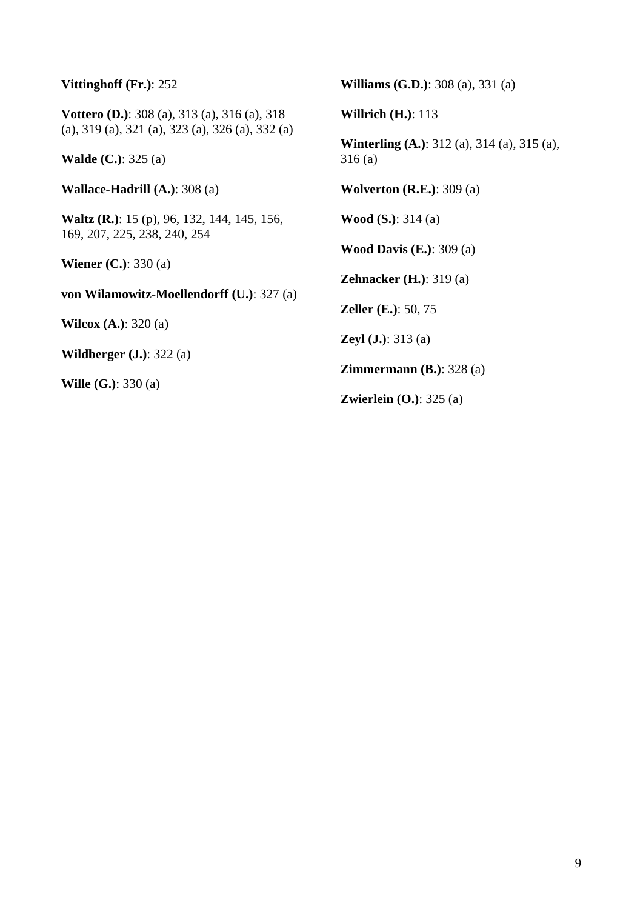**Vittinghoff (Fr.)**: 252

**Vottero (D.)**: 308 (a), 313 (a), 316 (a), 318 (a), 319 (a), 321 (a), 323 (a), 326 (a), 332 (a)

**Walde (C.)**: 325 (a)

**Wallace-Hadrill (A.)**: 308 (a)

**Waltz (R.)**: 15 (p), 96, 132, 144, 145, 156, 169, 207, 225, 238, 240, 254

**Wiener (C.)**: 330 (a)

**von Wilamowitz-Moellendorff (U.)**: 327 (a)

**Wilcox (A.)**: 320 (a)

**Wildberger (J.)**: 322 (a)

**Wille (G.)**: 330 (a)

**Williams (G.D.)**: 308 (a), 331 (a)

**Willrich (H.)**: 113

**Winterling (A.)**: 312 (a), 314 (a), 315 (a), 316 (a)

**Wolverton (R.E.)**: 309 (a)

**Wood (S.)**: 314 (a)

**Wood Davis (E.)**: 309 (a)

**Zehnacker (H.)**: 319 (a)

**Zeller (E.)**: 50, 75

**Zeyl (J.)**: 313 (a)

**Zimmermann (B.)**: 328 (a)

**Zwierlein (O.)**: 325 (a)